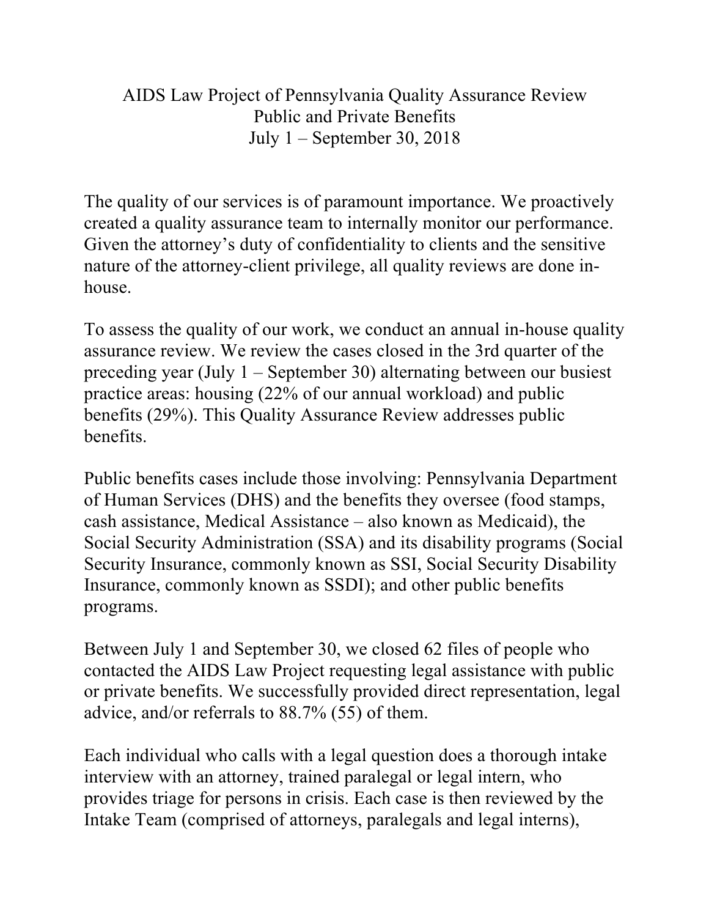# AIDS Law Project of Pennsylvania Quality Assurance Review
## Public and Private Benefits
## July 1 – September 30, 2018

The quality of our services is of paramount importance. We proactively created a quality assurance team to internally monitor our performance. Given the attorney's duty of confidentiality to clients and the sensitive nature of the attorney-client privilege, all quality reviews are done in-house.

To assess the quality of our work, we conduct an annual in-house quality assurance review. We review the cases closed in the 3rd quarter of the preceding year (July 1 – September 30) alternating between our busiest practice areas: housing (22% of our annual workload) and public benefits (29%). This Quality Assurance Review addresses public benefits.

Public benefits cases include those involving: Pennsylvania Department of Human Services (DHS) and the benefits they oversee (food stamps, cash assistance, Medical Assistance – also known as Medicaid), the Social Security Administration (SSA) and its disability programs (Social Security Insurance, commonly known as SSI, Social Security Disability Insurance, commonly known as SSDI); and other public benefits programs.

Between July 1 and September 30, we closed 62 files of people who contacted the AIDS Law Project requesting legal assistance with public or private benefits. We successfully provided direct representation, legal advice, and/or referrals to 88.7% (55) of them.

Each individual who calls with a legal question does a thorough intake interview with an attorney, trained paralegal or legal intern, who provides triage for persons in crisis. Each case is then reviewed by the Intake Team (comprised of attorneys, paralegals and legal interns),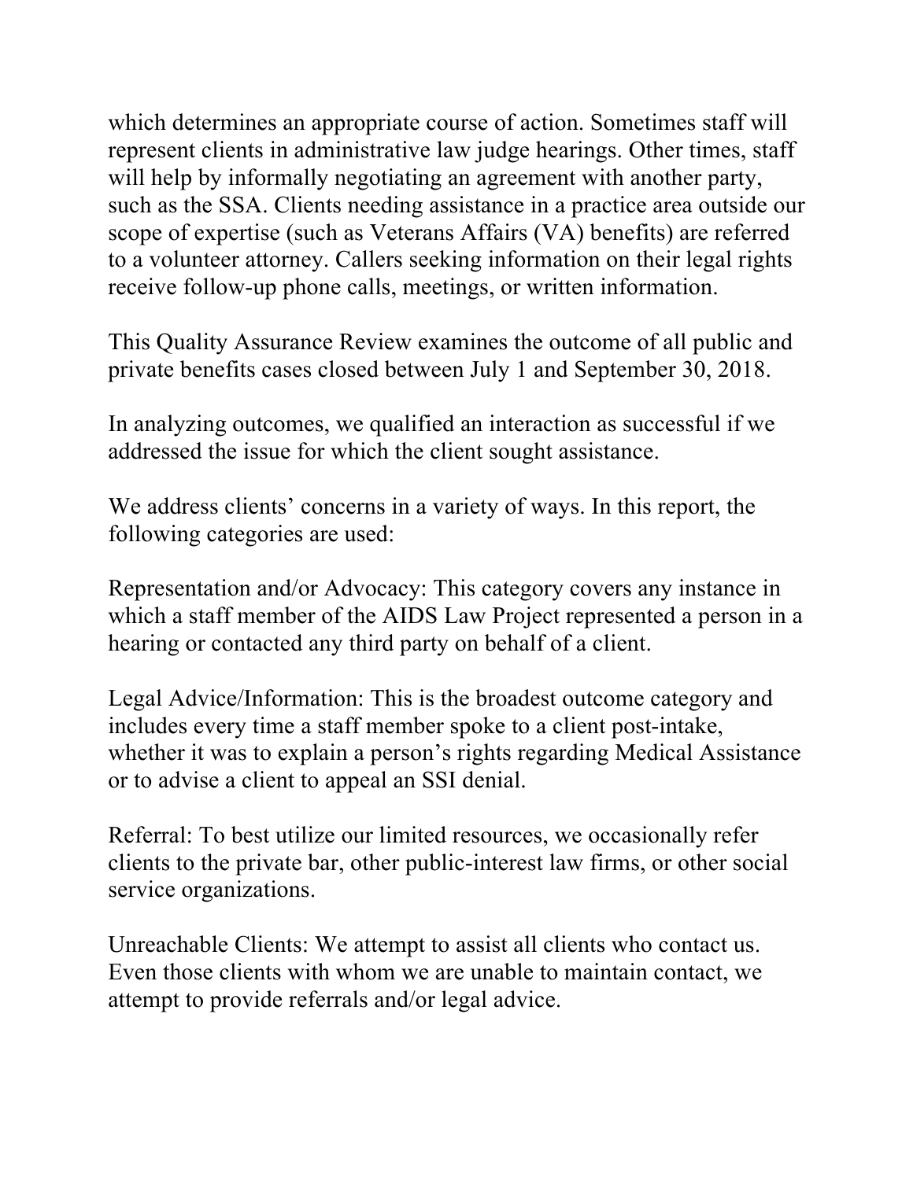which determines an appropriate course of action. Sometimes staff will represent clients in administrative law judge hearings. Other times, staff will help by informally negotiating an agreement with another party, such as the SSA. Clients needing assistance in a practice area outside our scope of expertise (such as Veterans Affairs (VA) benefits) are referred to a volunteer attorney. Callers seeking information on their legal rights receive follow-up phone calls, meetings, or written information.

This Quality Assurance Review examines the outcome of all public and private benefits cases closed between July 1 and September 30, 2018.

In analyzing outcomes, we qualified an interaction as successful if we addressed the issue for which the client sought assistance.

We address clients' concerns in a variety of ways. In this report, the following categories are used:

Representation and/or Advocacy: This category covers any instance in which a staff member of the AIDS Law Project represented a person in a hearing or contacted any third party on behalf of a client.

Legal Advice/Information: This is the broadest outcome category and includes every time a staff member spoke to a client post-intake, whether it was to explain a person's rights regarding Medical Assistance or to advise a client to appeal an SSI denial.

Referral: To best utilize our limited resources, we occasionally refer clients to the private bar, other public-interest law firms, or other social service organizations.

Unreachable Clients: We attempt to assist all clients who contact us. Even those clients with whom we are unable to maintain contact, we attempt to provide referrals and/or legal advice.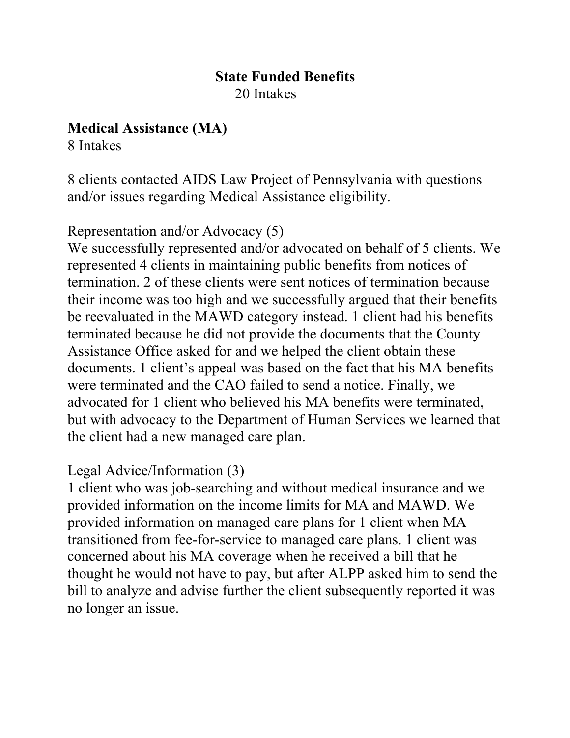## State Funded Benefits

20 Intakes

### Medical Assistance (MA)

8 Intakes

8 clients contacted AIDS Law Project of Pennsylvania with questions and/or issues regarding Medical Assistance eligibility.

Representation and/or Advocacy (5)

We successfully represented and/or advocated on behalf of 5 clients. We represented 4 clients in maintaining public benefits from notices of termination. 2 of these clients were sent notices of termination because their income was too high and we successfully argued that their benefits be reevaluated in the MAWD category instead. 1 client had his benefits terminated because he did not provide the documents that the County Assistance Office asked for and we helped the client obtain these documents. 1 client's appeal was based on the fact that his MA benefits were terminated and the CAO failed to send a notice. Finally, we advocated for 1 client who believed his MA benefits were terminated, but with advocacy to the Department of Human Services we learned that the client had a new managed care plan.

Legal Advice/Information (3)

1 client who was job-searching and without medical insurance and we provided information on the income limits for MA and MAWD. We provided information on managed care plans for 1 client when MA transitioned from fee-for-service to managed care plans. 1 client was concerned about his MA coverage when he received a bill that he thought he would not have to pay, but after ALPP asked him to send the bill to analyze and advise further the client subsequently reported it was no longer an issue.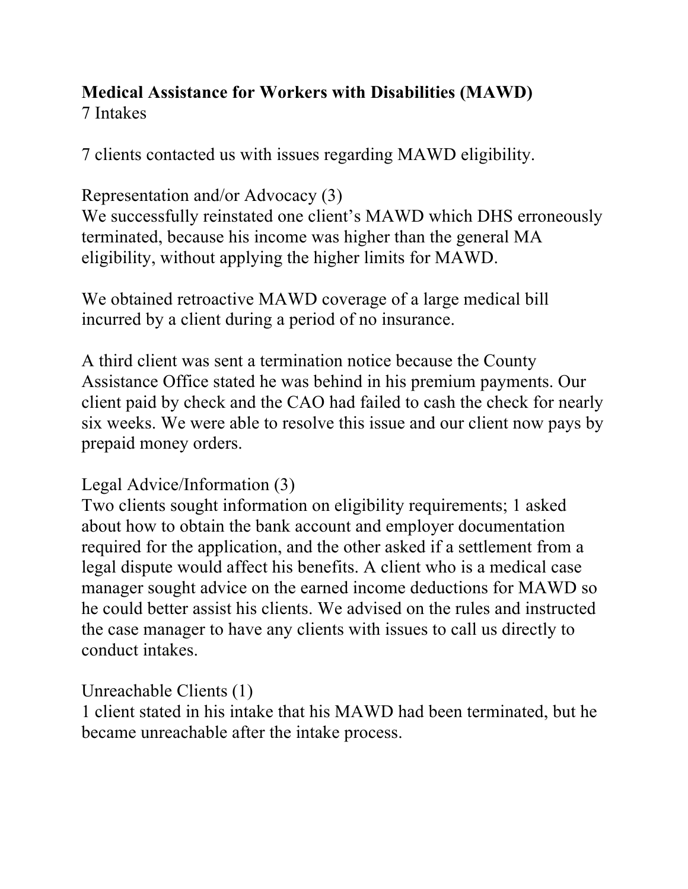**Medical Assistance for Workers with Disabilities (MAWD)**
7 Intakes

7 clients contacted us with issues regarding MAWD eligibility.

Representation and/or Advocacy (3)
We successfully reinstated one client's MAWD which DHS erroneously terminated, because his income was higher than the general MA eligibility, without applying the higher limits for MAWD.

We obtained retroactive MAWD coverage of a large medical bill incurred by a client during a period of no insurance.

A third client was sent a termination notice because the County Assistance Office stated he was behind in his premium payments. Our client paid by check and the CAO had failed to cash the check for nearly six weeks. We were able to resolve this issue and our client now pays by prepaid money orders.

Legal Advice/Information (3)
Two clients sought information on eligibility requirements; 1 asked about how to obtain the bank account and employer documentation required for the application, and the other asked if a settlement from a legal dispute would affect his benefits. A client who is a medical case manager sought advice on the earned income deductions for MAWD so he could better assist his clients. We advised on the rules and instructed the case manager to have any clients with issues to call us directly to conduct intakes.

Unreachable Clients (1)
1 client stated in his intake that his MAWD had been terminated, but he became unreachable after the intake process.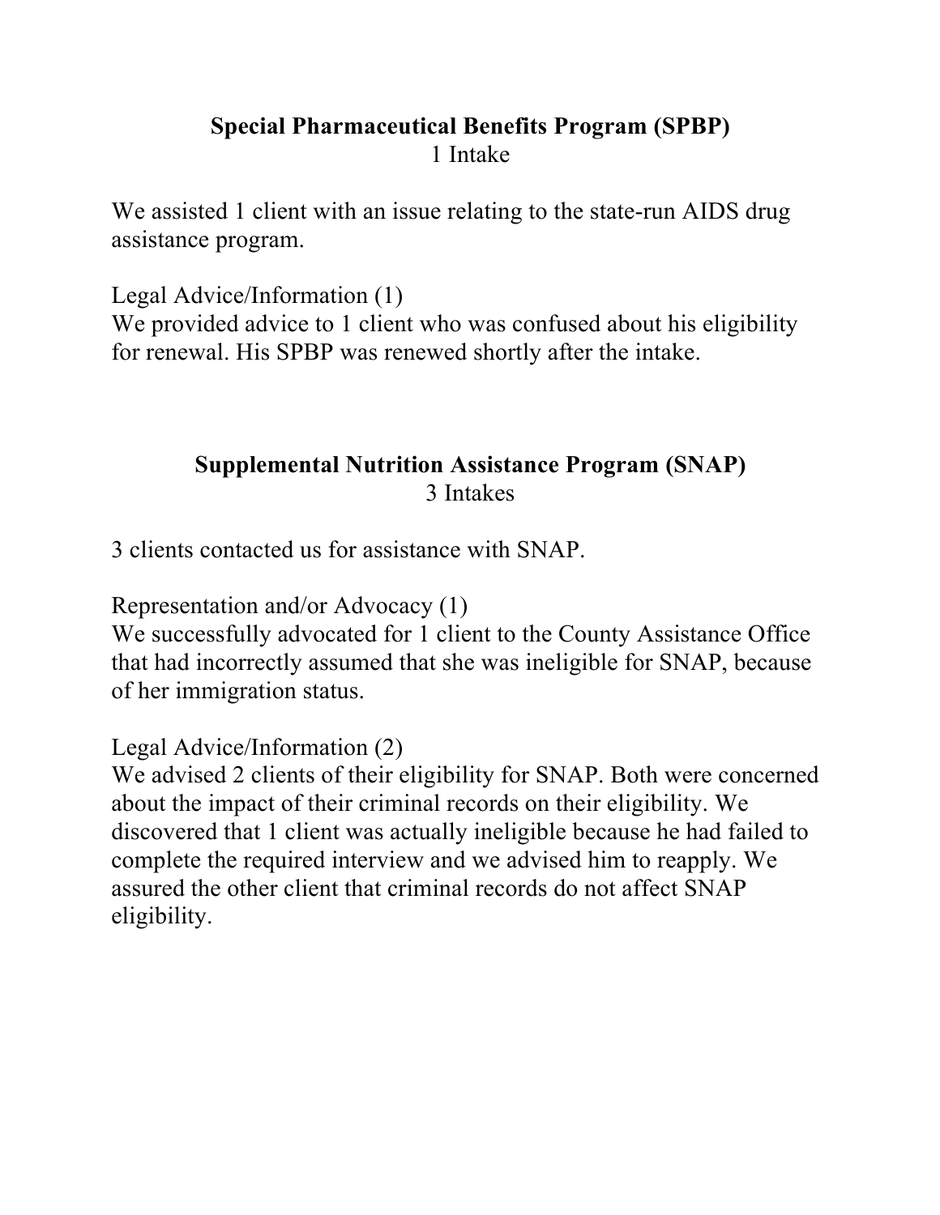## Special Pharmaceutical Benefits Program (SPBP)

1 Intake

We assisted 1 client with an issue relating to the state-run AIDS drug assistance program.

Legal Advice/Information (1)
We provided advice to 1 client who was confused about his eligibility for renewal. His SPBP was renewed shortly after the intake.

## Supplemental Nutrition Assistance Program (SNAP)

3 Intakes

3 clients contacted us for assistance with SNAP.

Representation and/or Advocacy (1)
We successfully advocated for 1 client to the County Assistance Office that had incorrectly assumed that she was ineligible for SNAP, because of her immigration status.

Legal Advice/Information (2)
We advised 2 clients of their eligibility for SNAP. Both were concerned about the impact of their criminal records on their eligibility. We discovered that 1 client was actually ineligible because he had failed to complete the required interview and we advised him to reapply. We assured the other client that criminal records do not affect SNAP eligibility.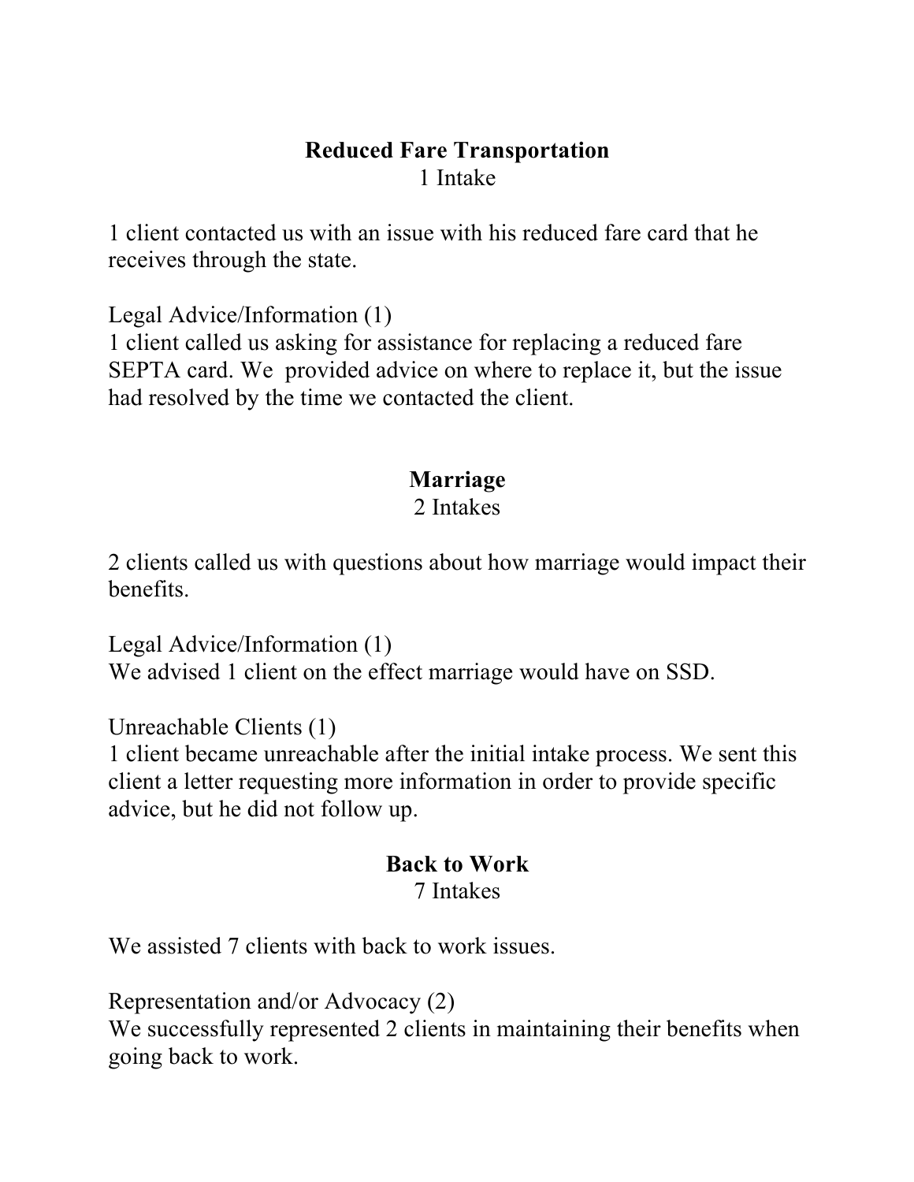## Reduced Fare Transportation

1 Intake

1 client contacted us with an issue with his reduced fare card that he receives through the state.

Legal Advice/Information (1)
1 client called us asking for assistance for replacing a reduced fare SEPTA card. We provided advice on where to replace it, but the issue had resolved by the time we contacted the client.

## Marriage

2 Intakes

2 clients called us with questions about how marriage would impact their benefits.

Legal Advice/Information (1)
We advised 1 client on the effect marriage would have on SSD.

Unreachable Clients (1)
1 client became unreachable after the initial intake process. We sent this client a letter requesting more information in order to provide specific advice, but he did not follow up.

## Back to Work

7 Intakes

We assisted 7 clients with back to work issues.

Representation and/or Advocacy (2)
We successfully represented 2 clients in maintaining their benefits when going back to work.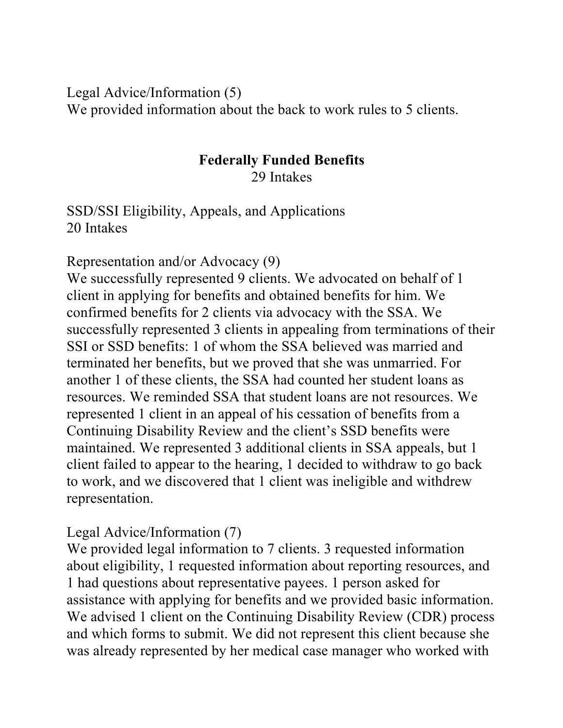Legal Advice/Information (5)
We provided information about the back to work rules to 5 clients.

## Federally Funded Benefits

29 Intakes

SSD/SSI Eligibility, Appeals, and Applications
20 Intakes

Representation and/or Advocacy (9)
We successfully represented 9 clients. We advocated on behalf of 1 client in applying for benefits and obtained benefits for him. We confirmed benefits for 2 clients via advocacy with the SSA. We successfully represented 3 clients in appealing from terminations of their SSI or SSD benefits: 1 of whom the SSA believed was married and terminated her benefits, but we proved that she was unmarried. For another 1 of these clients, the SSA had counted her student loans as resources. We reminded SSA that student loans are not resources. We represented 1 client in an appeal of his cessation of benefits from a Continuing Disability Review and the client's SSD benefits were maintained. We represented 3 additional clients in SSA appeals, but 1 client failed to appear to the hearing, 1 decided to withdraw to go back to work, and we discovered that 1 client was ineligible and withdrew representation.

Legal Advice/Information (7)
We provided legal information to 7 clients. 3 requested information about eligibility, 1 requested information about reporting resources, and 1 had questions about representative payees. 1 person asked for assistance with applying for benefits and we provided basic information. We advised 1 client on the Continuing Disability Review (CDR) process and which forms to submit. We did not represent this client because she was already represented by her medical case manager who worked with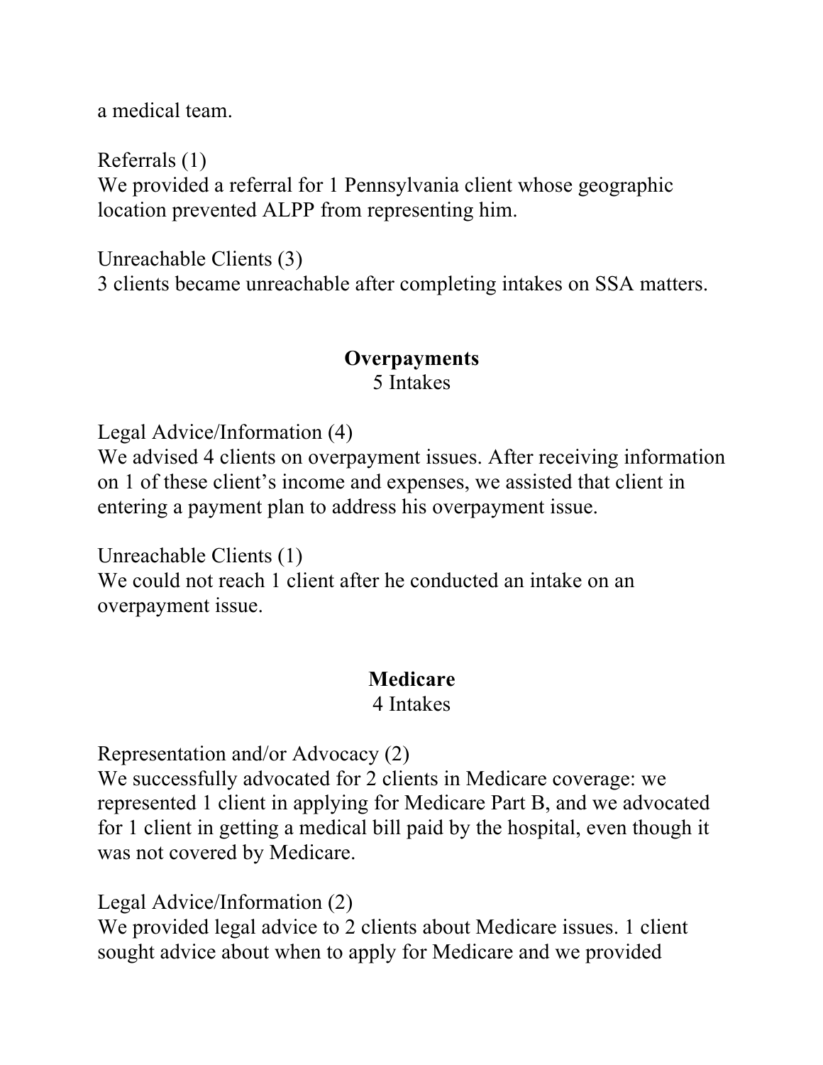a medical team.

Referrals (1)
We provided a referral for 1 Pennsylvania client whose geographic location prevented ALPP from representing him.

Unreachable Clients (3)
3 clients became unreachable after completing intakes on SSA matters.

**Overpayments**

5 Intakes

Legal Advice/Information (4)
We advised 4 clients on overpayment issues. After receiving information on 1 of these client's income and expenses, we assisted that client in entering a payment plan to address his overpayment issue.

Unreachable Clients (1)
We could not reach 1 client after he conducted an intake on an overpayment issue.

**Medicare**

4 Intakes

Representation and/or Advocacy (2)
We successfully advocated for 2 clients in Medicare coverage: we represented 1 client in applying for Medicare Part B, and we advocated for 1 client in getting a medical bill paid by the hospital, even though it was not covered by Medicare.

Legal Advice/Information (2)
We provided legal advice to 2 clients about Medicare issues. 1 client sought advice about when to apply for Medicare and we provided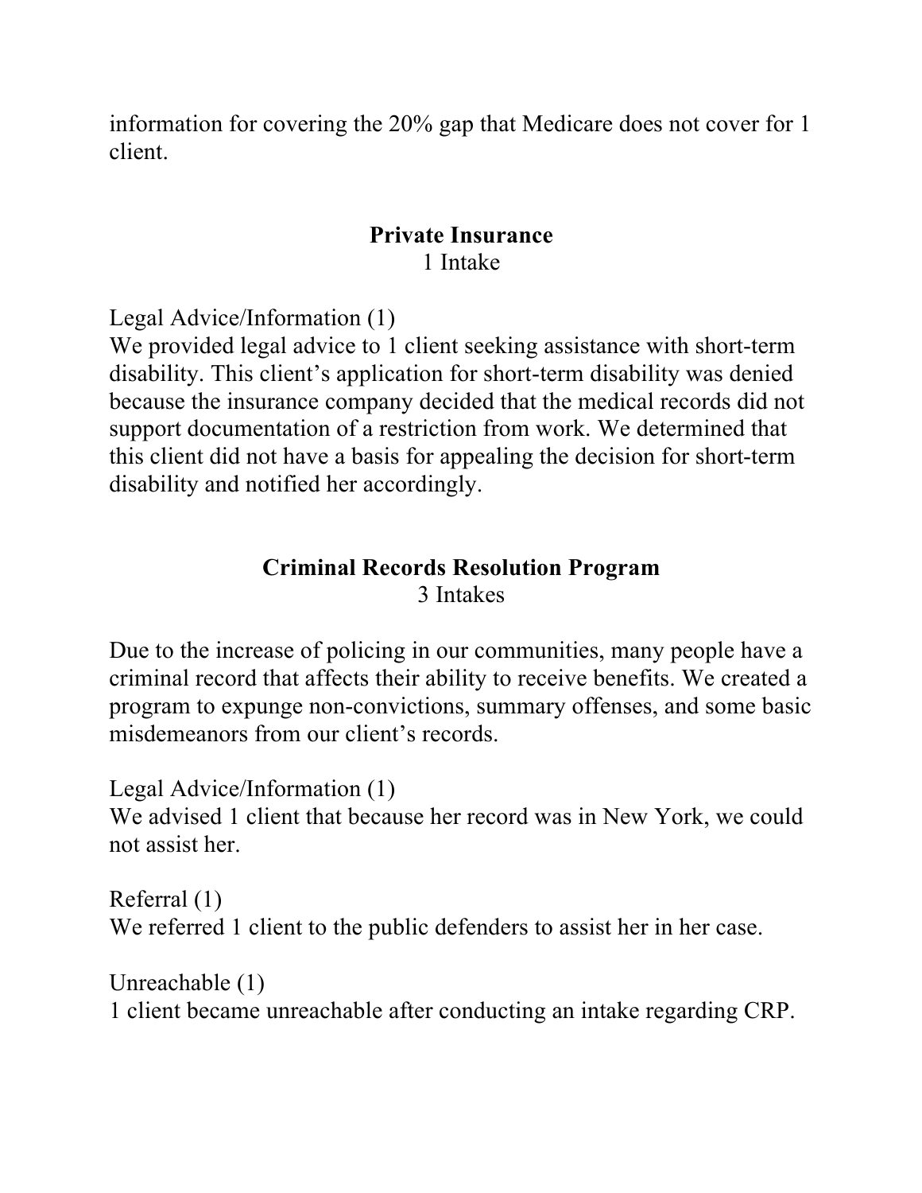information for covering the 20% gap that Medicare does not cover for 1 client.

## Private Insurance

1 Intake

Legal Advice/Information (1)
We provided legal advice to 1 client seeking assistance with short-term disability. This client's application for short-term disability was denied because the insurance company decided that the medical records did not support documentation of a restriction from work. We determined that this client did not have a basis for appealing the decision for short-term disability and notified her accordingly.

## Criminal Records Resolution Program

3 Intakes

Due to the increase of policing in our communities, many people have a criminal record that affects their ability to receive benefits. We created a program to expunge non-convictions, summary offenses, and some basic misdemeanors from our client's records.

Legal Advice/Information (1)
We advised 1 client that because her record was in New York, we could not assist her.

Referral (1)
We referred 1 client to the public defenders to assist her in her case.

Unreachable (1)
1 client became unreachable after conducting an intake regarding CRP.